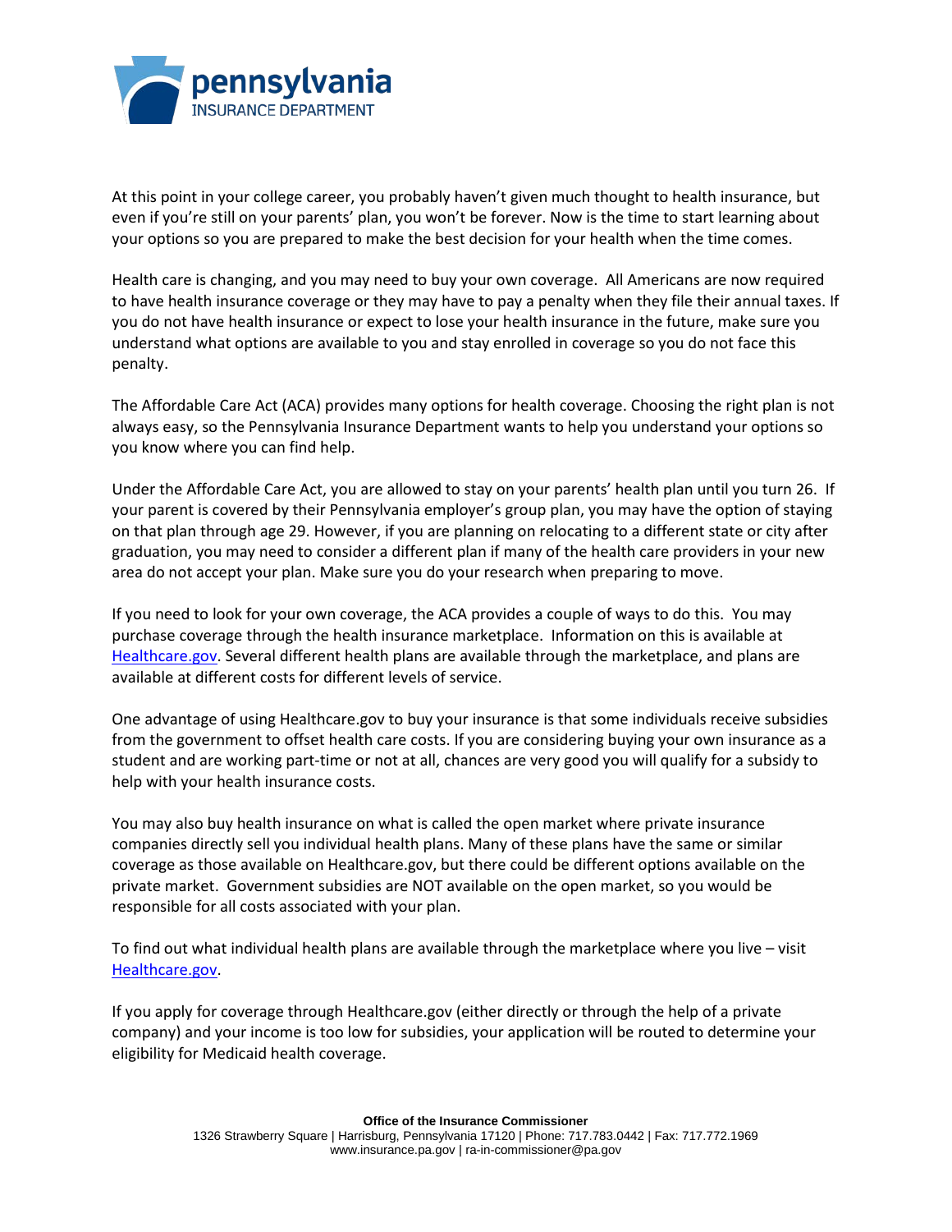At this point in your college career, you probably haven't given much thought to health insurance, but even if you're still on your parents' plan, you won't be forever. Now is the time to start learning about your options so you are prepared to make the best decision for your health when the time comes.

Health care is changing, and you may need to buy your own coverage. All Americans are now required to have health insurance coverage or they may have to pay a penalty when they file their annual taxes. If you do not have health insurance or expect to lose your health insurance in the future, make sure you understand what options are available to you and stay enrolled in coverage so you do not face this penalty.

The Affordable Care Act (ACA) provides many options for health coverage. Choosing the right plan is not always easy, so the Pennsylvania Insurance Department wants to help you understand your options so you know where you can find help.

Under the Affordable Care Act, you are allowed to stay on your parents' health plan until you turn 26. If your parent is covered by their Pennsylvania employer's group plan, you may have the option of staying on that plan through age 29. However, if you are planning on relocating to a different state or city after graduation, you may need to consider a different plan if many of the health care providers in your new area do not accept your plan. Make sure you do your research when preparing to move.

If you need to look for your own coverage, the ACA provides a couple of ways to do this. You may purchase coverage through the health insurance marketplace. Information on this is available at [Healthcare.gov](Healthcare.gov). Several different health plans are available through the marketplace, and plans are available at different costs for different levels of service.

One advantage of using Healthcare.gov to buy your insurance is that some individuals receive subsidies from the government to offset health care costs. If you are considering buying your own insurance as a student and are working part-time or not at all, chances are very good you will qualify for a subsidy to help with your health insurance costs.

You may also buy health insurance on what is called the open market where private insurance companies directly sell you individual health plans. Many of these plans have the same or similar coverage as those available on Healthcare.gov, but there could be different options available on the private market. Government subsidies are NOT available on the open market, so you would be responsible for all costs associated with your plan.

To find out what individual health plans are available through the marketplace where you live – visit [Healthcare.gov](Healthcare.gov).

If you apply for coverage through Healthcare.gov (either directly or through the help of a private company) and your income is too low for subsidies, your application will be routed to determine your eligibility for Medicaid health coverage.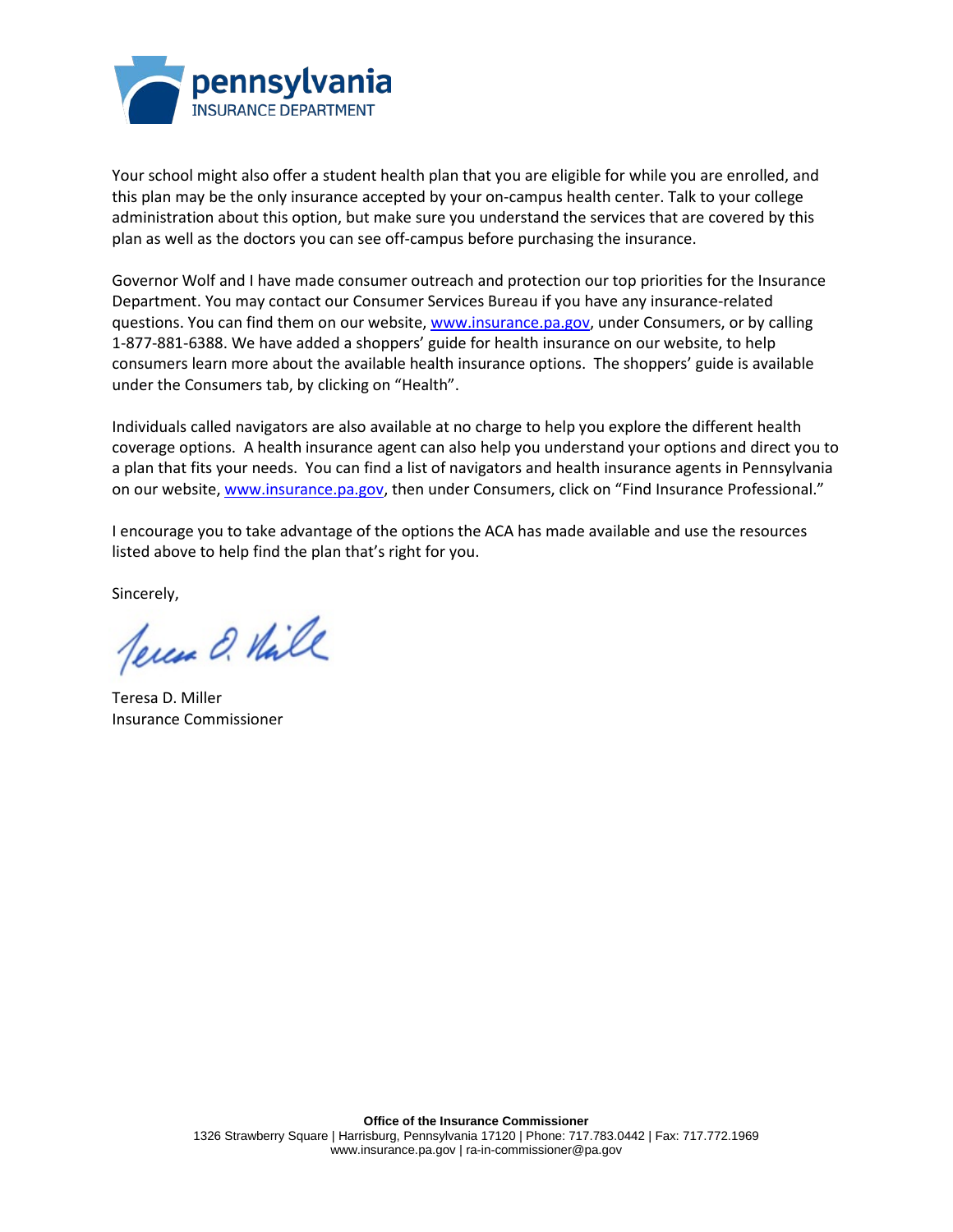Your school might also offer a student health plan that you are eligible for while you are enrolled, and this plan may be the only insurance accepted by your on-campus health center. Talk to your college administration about this option, but make sure you understand the services that are covered by this plan as well as the doctors you can see off-campus before purchasing the insurance.

Governor Wolf and I have made consumer outreach and protection our top priorities for the Insurance Department. You may contact our Consumer Services Bureau if you have any insurance-related questions. You can find them on our website, [www.insurance.pa.gov](http://www.insurance.pa.gov), under Consumers, or by calling 1-877-881-6388. We have added a shoppers' guide for health insurance on our website, to help consumers learn more about the available health insurance options. The shoppers' guide is available under the Consumers tab, by clicking on "Health".

Individuals called navigators are also available at no charge to help you explore the different health coverage options. A health insurance agent can also help you understand your options and direct you to a plan that fits your needs. You can find a list of navigators and health insurance agents in Pennsylvania on our website, [www.insurance.pa.gov](http://www.insurance.pa.gov), then under Consumers, click on "Find Insurance Professional."

I encourage you to take advantage of the options the ACA has made available and use the resources listed above to help find the plan that's right for you.

Sincerely,

Teresa D. Miller
Insurance Commissioner

**Office of the Insurance Commissioner**
1326 Strawberry Square | Harrisburg, Pennsylvania 17120 | Phone: 717.783.0442 | Fax: 717.772.1969
www.insurance.pa.gov | ra-in-commissioner@pa.gov